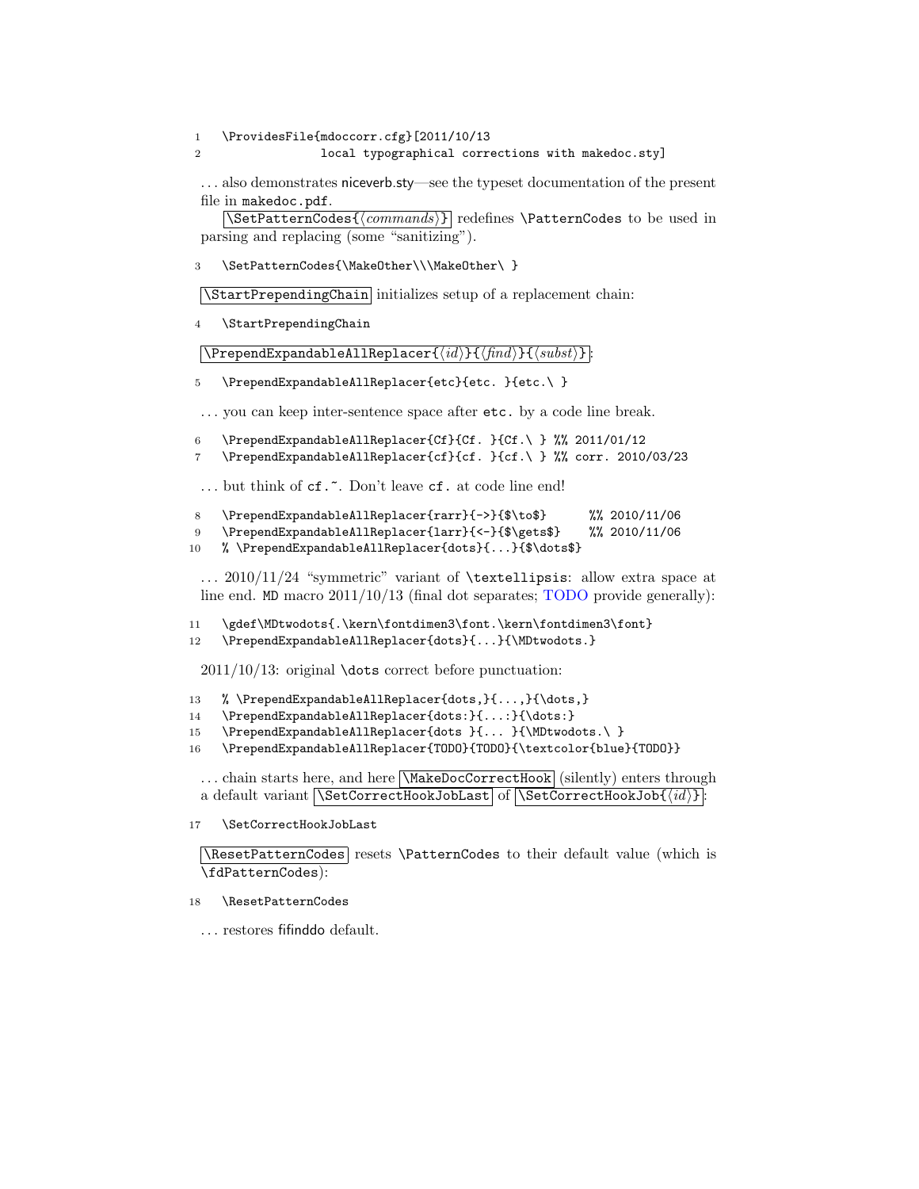```
1   \ProvidesFile{mdoccorr.cfg}[2011/10/13
2                   local typographical corrections with makedoc.sty]
```

. . . also demonstrates niceverb.sty—see the typeset documentation of the present file in `makedoc.pdf`.

`\SetPatternCodes{⟨commands⟩}` redefines `\PatternCodes` to be used in parsing and replacing (some "sanitizing").

```
3   \SetPatternCodes{\MakeOther\\\MakeOther\ }
```

`\StartPrependingChain` initializes setup of a replacement chain:

```
4   \StartPrependingChain
```

`\PrependExpandableAllReplacer{⟨id⟩}{⟨find⟩}{⟨subst⟩}`:

```
5   \PrependExpandableAllReplacer{etc}{etc. }{etc.\ }
```

. . . you can keep inter-sentence space after `etc.` by a code line break.

```
6   \PrependExpandableAllReplacer{Cf}{Cf. }{Cf.\ } %% 2011/01/12
7   \PrependExpandableAllReplacer{cf}{cf. }{cf.\ } %% corr. 2010/03/23
```

. . . but think of `cf.~`. Don't leave `cf.` at code line end!

```
8   \PrependExpandableAllReplacer{rarr}{->}{$\to$}      %% 2010/11/06
9   \PrependExpandableAllReplacer{larr}{<-}{$\gets$}    %% 2010/11/06
10  % \PrependExpandableAllReplacer{dots}{...}{$\dots$}
```

. . . 2010/11/24 "symmetric" variant of `\textellipsis`: allow extra space at line end. `MD` macro 2011/10/13 (final dot separates; TODO provide generally):

```
11  \gdef\MDtwodots{.\kern\fontdimen3\font.\kern\fontdimen3\font}
12  \PrependExpandableAllReplacer{dots}{...}{\MDtwodots.}
```

2011/10/13: original `\dots` correct before punctuation:

```
13  % \PrependExpandableAllReplacer{dots,}{...,}{\dots,}
14  \PrependExpandableAllReplacer{dots:}{...:}{\dots:}
15  \PrependExpandableAllReplacer{dots }{... }{\MDtwodots.\ }
16  \PrependExpandableAllReplacer{TODO}{TODO}{\textcolor{blue}{TODO}}
```

. . . chain starts here, and here `\MakeDocCorrectHook` (silently) enters through a default variant `\SetCorrectHookJobLast` of `\SetCorrectHookJob{⟨id⟩}`:

```
17  \SetCorrectHookJobLast
```

`\ResetPatternCodes` resets `\PatternCodes` to their default value (which is `\fdPatternCodes`):

```
18  \ResetPatternCodes
```

. . . restores fifinddo default.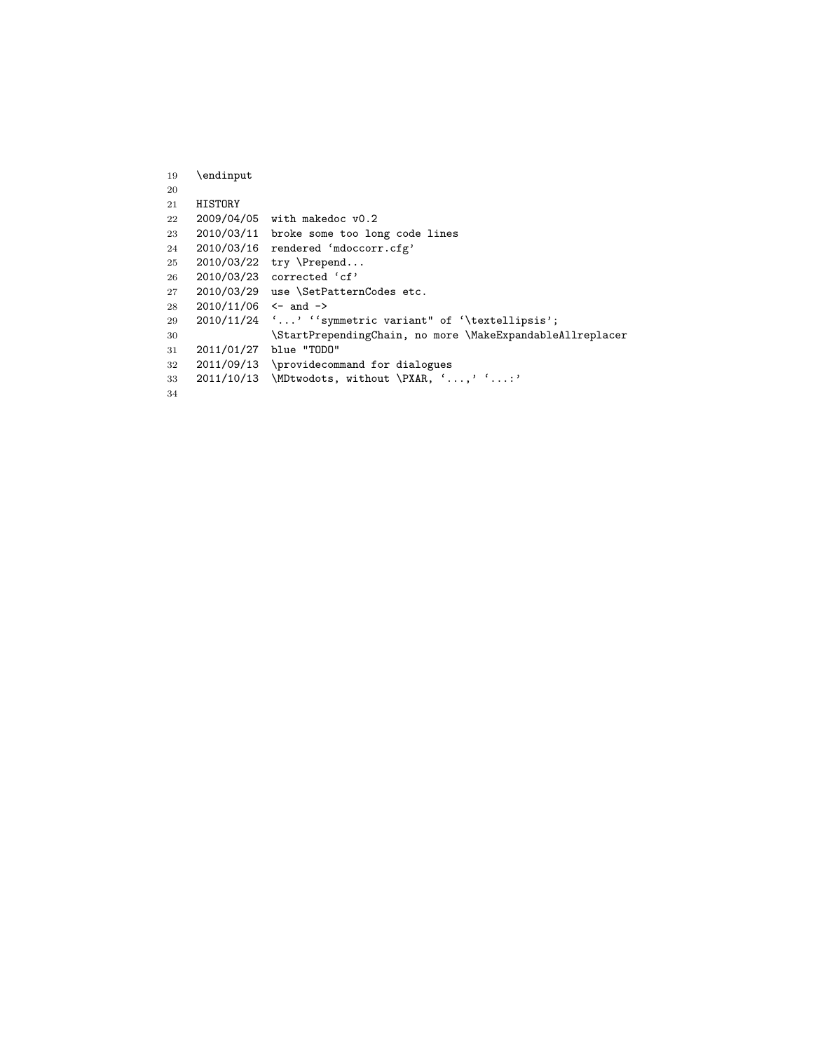```
19  \endinput
20
21  HISTORY
22  2009/04/05  with makedoc v0.2
23  2010/03/11  broke some too long code lines
24  2010/03/16  rendered `mdoccorr.cfg'
25  2010/03/22  try \Prepend...
26  2010/03/23  corrected `cf'
27  2010/03/29  use \SetPatternCodes etc.
28  2010/11/06  <- and ->
29  2010/11/24  `...' ``symmetric variant" of `\textellipsis';
30              \StartPrependingChain, no more \MakeExpandableAllreplacer
31  2011/01/27  blue "TODO"
32  2011/09/13  \providecommand for dialogues
33  2011/10/13  \MDtwodots, without \PXAR, `...,' `...:'
34
```